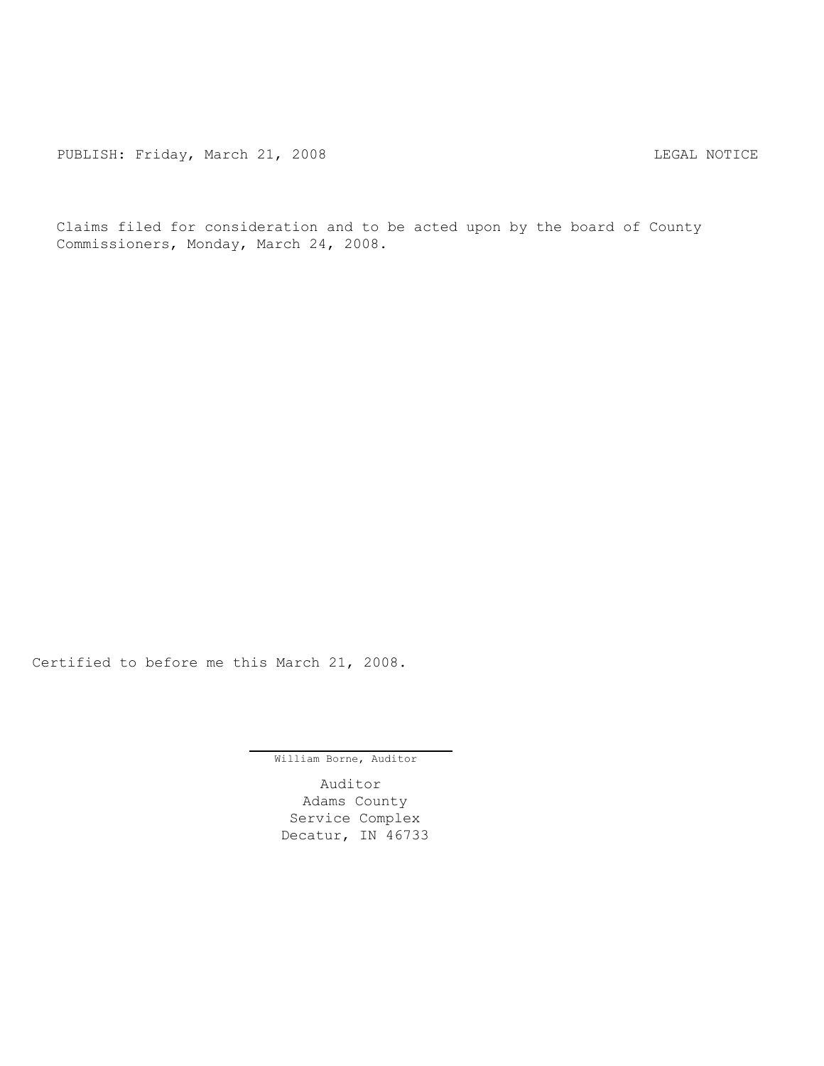PUBLISH: Friday, March 21, 2008 LEGAL NOTICE

Claims filed for consideration and to be acted upon by the board of County Commissioners, Monday, March 24, 2008.

Certified to before me this March 21, 2008.

William Borne, Auditor

Auditor
Adams County
Service Complex
Decatur, IN 46733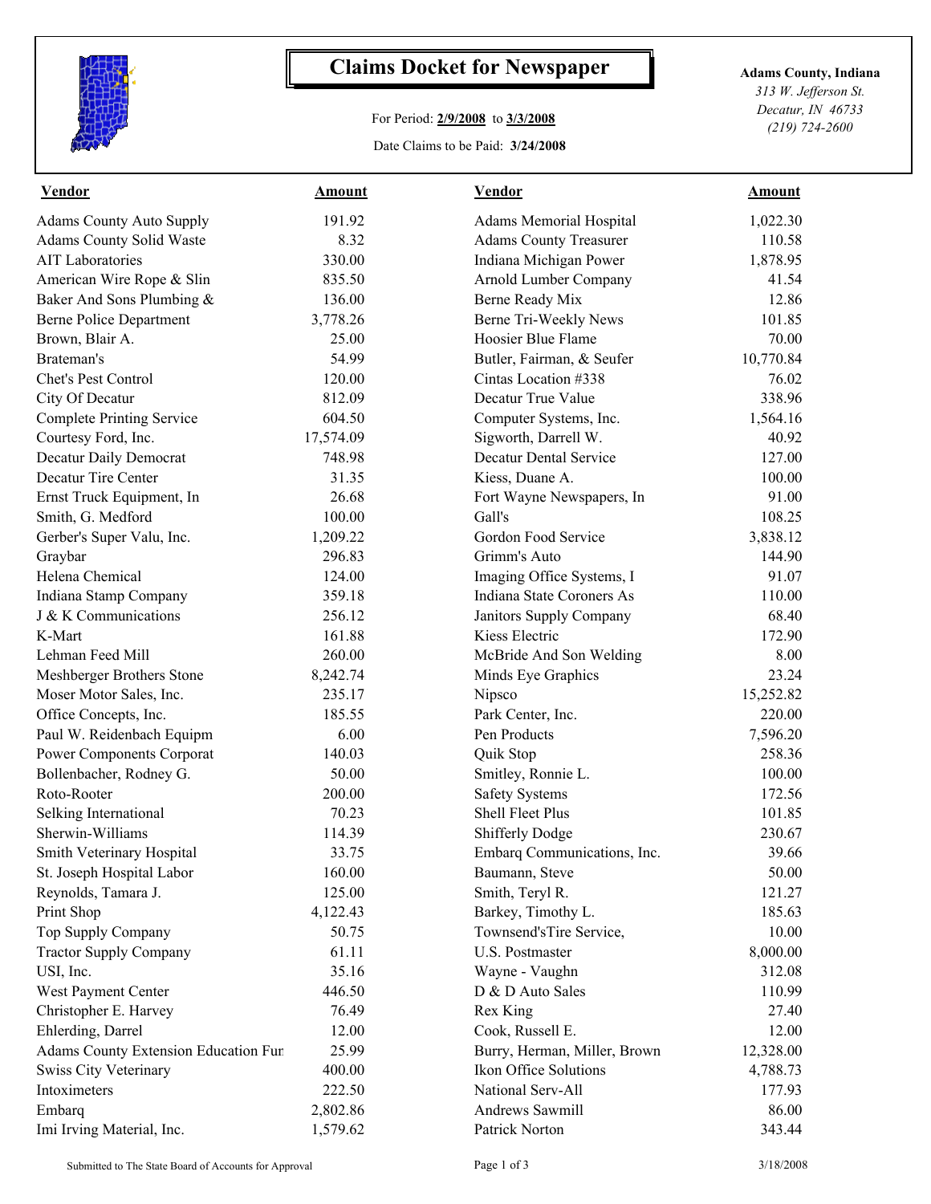# Claims Docket for Newspaper

For Period: **2/9/2008** to **3/3/2008**

Date Claims to be Paid: **3/24/2008**

**Adams County, Indiana**
*313 W. Jefferson St.*
*Decatur, IN 46733*
*(219) 724-2600*

| Vendor | Amount | Vendor | Amount |
|---|---|---|---|
| Adams County Auto Supply | 191.92 | Adams Memorial Hospital | 1,022.30 |
| Adams County Solid Waste | 8.32 | Adams County Treasurer | 110.58 |
| AIT Laboratories | 330.00 | Indiana Michigan Power | 1,878.95 |
| American Wire Rope & Slin | 835.50 | Arnold Lumber Company | 41.54 |
| Baker And Sons Plumbing & | 136.00 | Berne Ready Mix | 12.86 |
| Berne Police Department | 3,778.26 | Berne Tri-Weekly News | 101.85 |
| Brown, Blair A. | 25.00 | Hoosier Blue Flame | 70.00 |
| Brateman's | 54.99 | Butler, Fairman, & Seufer | 10,770.84 |
| Chet's Pest Control | 120.00 | Cintas Location #338 | 76.02 |
| City Of Decatur | 812.09 | Decatur True Value | 338.96 |
| Complete Printing Service | 604.50 | Computer Systems, Inc. | 1,564.16 |
| Courtesy Ford, Inc. | 17,574.09 | Sigworth, Darrell W. | 40.92 |
| Decatur Daily Democrat | 748.98 | Decatur Dental Service | 127.00 |
| Decatur Tire Center | 31.35 | Kiess, Duane A. | 100.00 |
| Ernst Truck Equipment, In | 26.68 | Fort Wayne Newspapers, In | 91.00 |
| Smith, G. Medford | 100.00 | Gall's | 108.25 |
| Gerber's Super Valu, Inc. | 1,209.22 | Gordon Food Service | 3,838.12 |
| Graybar | 296.83 | Grimm's Auto | 144.90 |
| Helena Chemical | 124.00 | Imaging Office Systems, I | 91.07 |
| Indiana Stamp Company | 359.18 | Indiana State Coroners As | 110.00 |
| J & K Communications | 256.12 | Janitors Supply Company | 68.40 |
| K-Mart | 161.88 | Kiess Electric | 172.90 |
| Lehman Feed Mill | 260.00 | McBride And Son Welding | 8.00 |
| Meshberger Brothers Stone | 8,242.74 | Minds Eye Graphics | 23.24 |
| Moser Motor Sales, Inc. | 235.17 | Nipsco | 15,252.82 |
| Office Concepts, Inc. | 185.55 | Park Center, Inc. | 220.00 |
| Paul W. Reidenbach Equipm | 6.00 | Pen Products | 7,596.20 |
| Power Components Corporat | 140.03 | Quik Stop | 258.36 |
| Bollenbacher, Rodney G. | 50.00 | Smitley, Ronnie L. | 100.00 |
| Roto-Rooter | 200.00 | Safety Systems | 172.56 |
| Selking International | 70.23 | Shell Fleet Plus | 101.85 |
| Sherwin-Williams | 114.39 | Shifferly Dodge | 230.67 |
| Smith Veterinary Hospital | 33.75 | Embarq Communications, Inc. | 39.66 |
| St. Joseph Hospital Labor | 160.00 | Baumann, Steve | 50.00 |
| Reynolds, Tamara J. | 125.00 | Smith, Teryl R. | 121.27 |
| Print Shop | 4,122.43 | Barkey, Timothy L. | 185.63 |
| Top Supply Company | 50.75 | Townsend'sTire Service, | 10.00 |
| Tractor Supply Company | 61.11 | U.S. Postmaster | 8,000.00 |
| USI, Inc. | 35.16 | Wayne - Vaughn | 312.08 |
| West Payment Center | 446.50 | D & D Auto Sales | 110.99 |
| Christopher E. Harvey | 76.49 | Rex King | 27.40 |
| Ehlerding, Darrel | 12.00 | Cook, Russell E. | 12.00 |
| Adams County Extension Education Fur | 25.99 | Burry, Herman, Miller, Brown | 12,328.00 |
| Swiss City Veterinary | 400.00 | Ikon Office Solutions | 4,788.73 |
| Intoximeters | 222.50 | National Serv-All | 177.93 |
| Embarq | 2,802.86 | Andrews Sawmill | 86.00 |
| Imi Irving Material, Inc. | 1,579.62 | Patrick Norton | 343.44 |

Submitted to The State Board of Accounts for Approval — 3/18/2008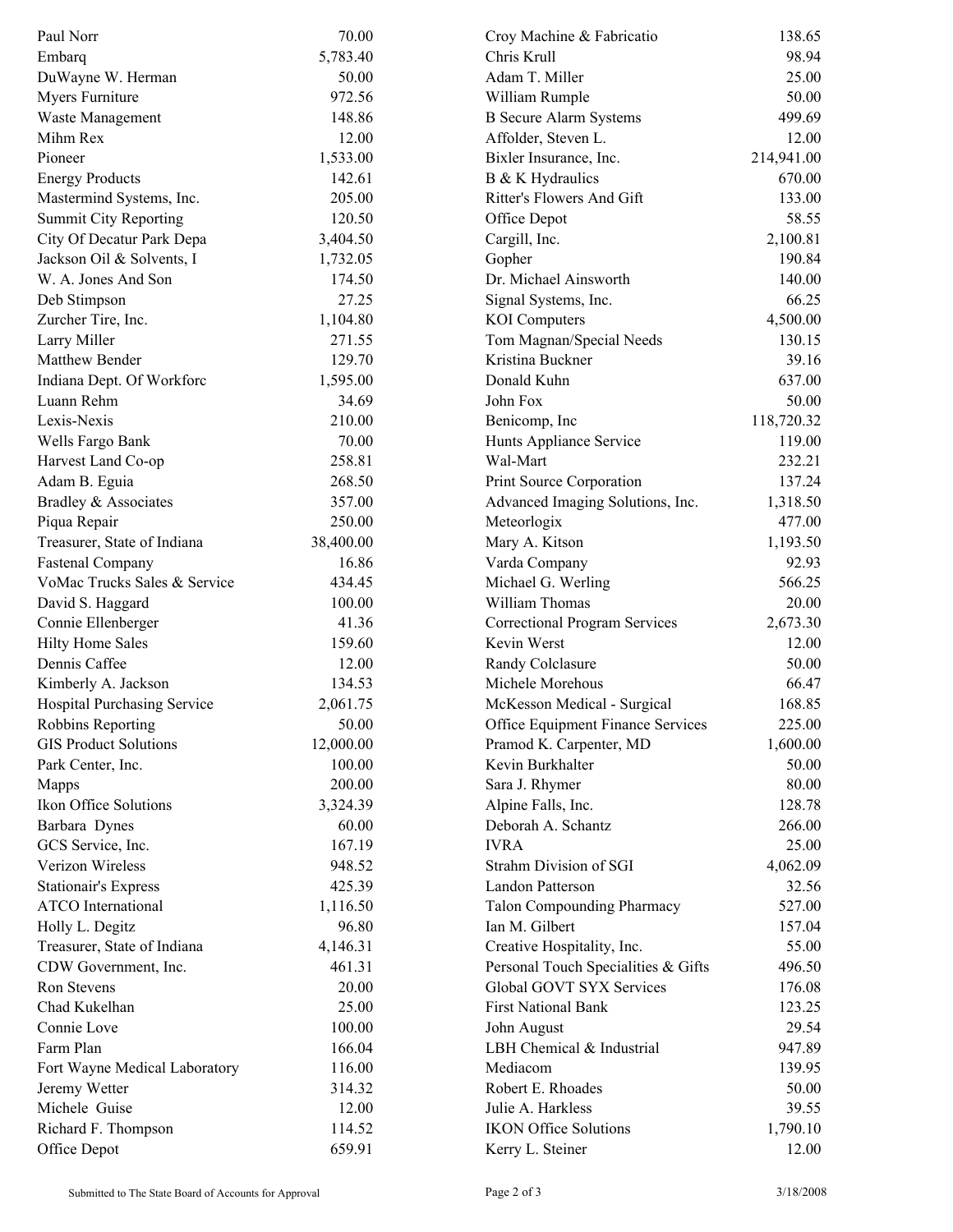| | | | |
|---|---|---|---|
| Paul Norr | 70.00 | Croy Machine & Fabricatio | 138.65 |
| Embarq | 5,783.40 | Chris Krull | 98.94 |
| DuWayne W. Herman | 50.00 | Adam T. Miller | 25.00 |
| Myers Furniture | 972.56 | William Rumple | 50.00 |
| Waste Management | 148.86 | B Secure Alarm Systems | 499.69 |
| Mihm Rex | 12.00 | Affolder, Steven L. | 12.00 |
| Pioneer | 1,533.00 | Bixler Insurance, Inc. | 214,941.00 |
| Energy Products | 142.61 | B & K Hydraulics | 670.00 |
| Mastermind Systems, Inc. | 205.00 | Ritter's Flowers And Gift | 133.00 |
| Summit City Reporting | 120.50 | Office Depot | 58.55 |
| City Of Decatur Park Depa | 3,404.50 | Cargill, Inc. | 2,100.81 |
| Jackson Oil & Solvents, I | 1,732.05 | Gopher | 190.84 |
| W. A. Jones And Son | 174.50 | Dr. Michael Ainsworth | 140.00 |
| Deb Stimpson | 27.25 | Signal Systems, Inc. | 66.25 |
| Zurcher Tire, Inc. | 1,104.80 | KOI Computers | 4,500.00 |
| Larry Miller | 271.55 | Tom Magnan/Special Needs | 130.15 |
| Matthew Bender | 129.70 | Kristina Buckner | 39.16 |
| Indiana Dept. Of Workforc | 1,595.00 | Donald Kuhn | 637.00 |
| Luann Rehm | 34.69 | John Fox | 50.00 |
| Lexis-Nexis | 210.00 | Benicomp, Inc | 118,720.32 |
| Wells Fargo Bank | 70.00 | Hunts Appliance Service | 119.00 |
| Harvest Land Co-op | 258.81 | Wal-Mart | 232.21 |
| Adam B. Eguia | 268.50 | Print Source Corporation | 137.24 |
| Bradley & Associates | 357.00 | Advanced Imaging Solutions, Inc. | 1,318.50 |
| Piqua Repair | 250.00 | Meteorlogix | 477.00 |
| Treasurer, State of Indiana | 38,400.00 | Mary A. Kitson | 1,193.50 |
| Fastenal Company | 16.86 | Varda Company | 92.93 |
| VoMac Trucks Sales & Service | 434.45 | Michael G. Werling | 566.25 |
| David S. Haggard | 100.00 | William Thomas | 20.00 |
| Connie Ellenberger | 41.36 | Correctional Program Services | 2,673.30 |
| Hilty Home Sales | 159.60 | Kevin Werst | 12.00 |
| Dennis Caffee | 12.00 | Randy Colclasure | 50.00 |
| Kimberly A. Jackson | 134.53 | Michele Morehous | 66.47 |
| Hospital Purchasing Service | 2,061.75 | McKesson Medical - Surgical | 168.85 |
| Robbins Reporting | 50.00 | Office Equipment Finance Services | 225.00 |
| GIS Product Solutions | 12,000.00 | Pramod K. Carpenter, MD | 1,600.00 |
| Park Center, Inc. | 100.00 | Kevin Burkhalter | 50.00 |
| Mapps | 200.00 | Sara J. Rhymer | 80.00 |
| Ikon Office Solutions | 3,324.39 | Alpine Falls, Inc. | 128.78 |
| Barbara Dynes | 60.00 | Deborah A. Schantz | 266.00 |
| GCS Service, Inc. | 167.19 | IVRA | 25.00 |
| Verizon Wireless | 948.52 | Strahm Division of SGI | 4,062.09 |
| Stationair's Express | 425.39 | Landon Patterson | 32.56 |
| ATCO International | 1,116.50 | Talon Compounding Pharmacy | 527.00 |
| Holly L. Degitz | 96.80 | Ian M. Gilbert | 157.04 |
| Treasurer, State of Indiana | 4,146.31 | Creative Hospitality, Inc. | 55.00 |
| CDW Government, Inc. | 461.31 | Personal Touch Specialities & Gifts | 496.50 |
| Ron Stevens | 20.00 | Global GOVT SYX Services | 176.08 |
| Chad Kukelhan | 25.00 | First National Bank | 123.25 |
| Connie Love | 100.00 | John August | 29.54 |
| Farm Plan | 166.04 | LBH Chemical & Industrial | 947.89 |
| Fort Wayne Medical Laboratory | 116.00 | Mediacom | 139.95 |
| Jeremy Wetter | 314.32 | Robert E. Rhoades | 50.00 |
| Michele Guise | 12.00 | Julie A. Harkless | 39.55 |
| Richard F. Thompson | 114.52 | IKON Office Solutions | 1,790.10 |
| Office Depot | 659.91 | Kerry L. Steiner | 12.00 |

Submitted to The State Board of Accounts for Approval 3/18/2008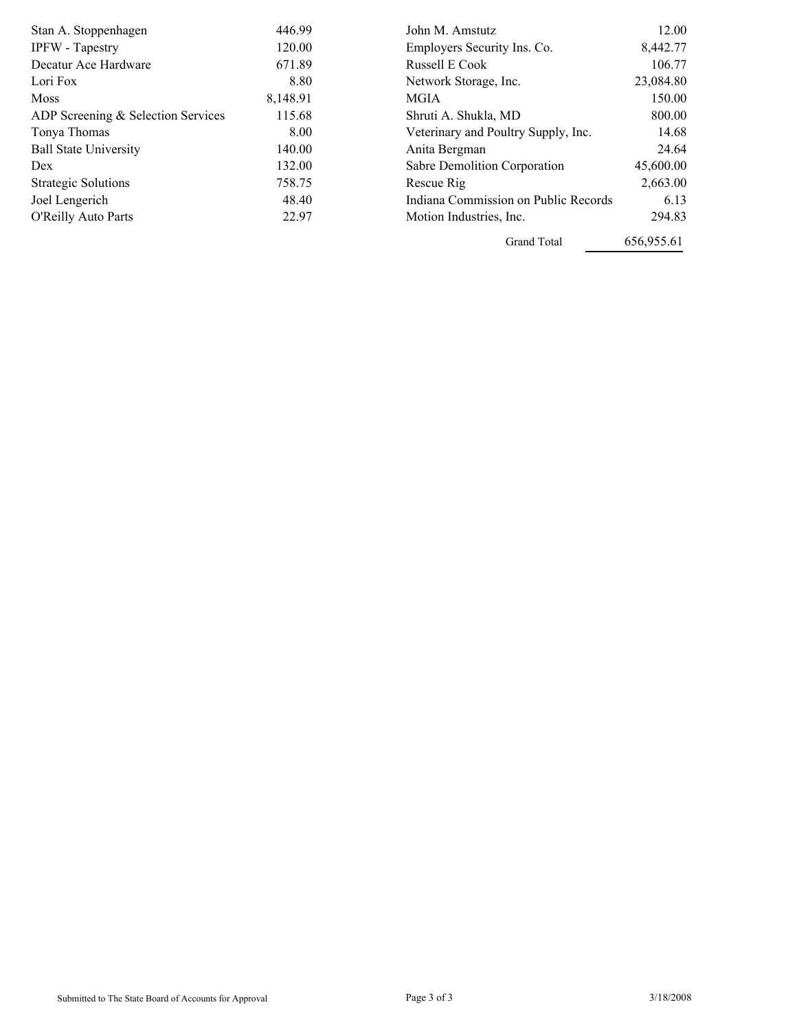| | | | |
|---|---|---|---|
| Stan A. Stoppenhagen | 446.99 | John M. Amstutz | 12.00 |
| IPFW - Tapestry | 120.00 | Employers Security Ins. Co. | 8,442.77 |
| Decatur Ace Hardware | 671.89 | Russell E Cook | 106.77 |
| Lori Fox | 8.80 | Network Storage, Inc. | 23,084.80 |
| Moss | 8,148.91 | MGIA | 150.00 |
| ADP Screening & Selection Services | 115.68 | Shruti A. Shukla, MD | 800.00 |
| Tonya Thomas | 8.00 | Veterinary and Poultry Supply, Inc. | 14.68 |
| Ball State University | 140.00 | Anita Bergman | 24.64 |
| Dex | 132.00 | Sabre Demolition Corporation | 45,600.00 |
| Strategic Solutions | 758.75 | Rescue Rig | 2,663.00 |
| Joel Lengerich | 48.40 | Indiana Commission on Public Records | 6.13 |
| O'Reilly Auto Parts | 22.97 | Motion Industries, Inc. | 294.83 |
| | | Grand Total | 656,955.61 |

Submitted to The State Board of Accounts for Approval

3/18/2008